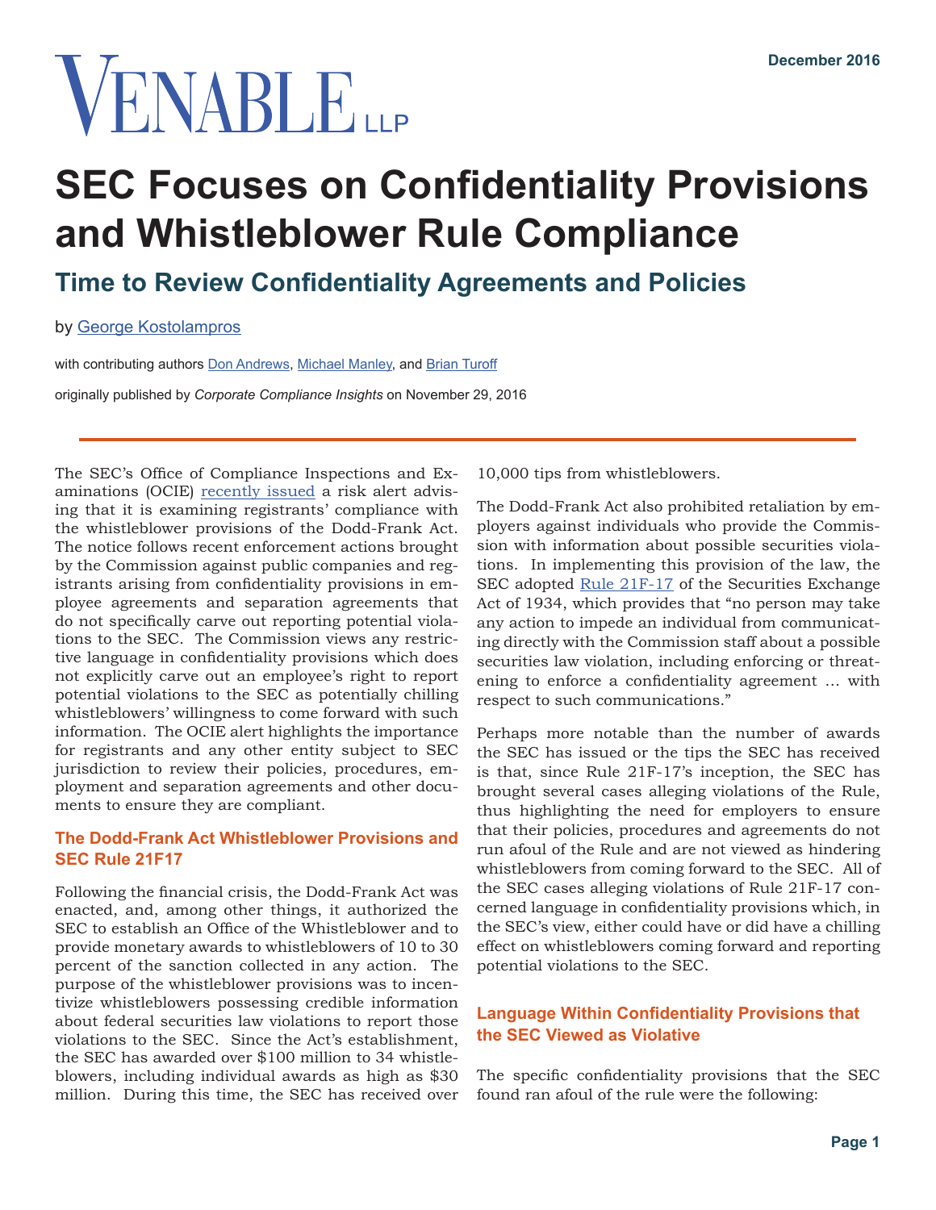VENABLE LLP

December 2016

# SEC Focuses on Confidentiality Provisions and Whistleblower Rule Compliance

## Time to Review Confidentiality Agreements and Policies

by George Kostolampros

with contributing authors Don Andrews, Michael Manley, and Brian Turoff

originally published by *Corporate Compliance Insights* on November 29, 2016

---

The SEC's Office of Compliance Inspections and Examinations (OCIE) recently issued a risk alert advising that it is examining registrants' compliance with the whistleblower provisions of the Dodd-Frank Act. The notice follows recent enforcement actions brought by the Commission against public companies and registrants arising from confidentiality provisions in employee agreements and separation agreements that do not specifically carve out reporting potential violations to the SEC. The Commission views any restrictive language in confidentiality provisions which does not explicitly carve out an employee's right to report potential violations to the SEC as potentially chilling whistleblowers' willingness to come forward with such information. The OCIE alert highlights the importance for registrants and any other entity subject to SEC jurisdiction to review their policies, procedures, employment and separation agreements and other documents to ensure they are compliant.

### The Dodd-Frank Act Whistleblower Provisions and SEC Rule 21F17

Following the financial crisis, the Dodd-Frank Act was enacted, and, among other things, it authorized the SEC to establish an Office of the Whistleblower and to provide monetary awards to whistleblowers of 10 to 30 percent of the sanction collected in any action. The purpose of the whistleblower provisions was to incentivize whistleblowers possessing credible information about federal securities law violations to report those violations to the SEC. Since the Act's establishment, the SEC has awarded over $100 million to 34 whistleblowers, including individual awards as high as $30 million. During this time, the SEC has received over 10,000 tips from whistleblowers.

The Dodd-Frank Act also prohibited retaliation by employers against individuals who provide the Commission with information about possible securities violations. In implementing this provision of the law, the SEC adopted Rule 21F-17 of the Securities Exchange Act of 1934, which provides that "no person may take any action to impede an individual from communicating directly with the Commission staff about a possible securities law violation, including enforcing or threatening to enforce a confidentiality agreement … with respect to such communications."

Perhaps more notable than the number of awards the SEC has issued or the tips the SEC has received is that, since Rule 21F-17's inception, the SEC has brought several cases alleging violations of the Rule, thus highlighting the need for employers to ensure that their policies, procedures and agreements do not run afoul of the Rule and are not viewed as hindering whistleblowers from coming forward to the SEC. All of the SEC cases alleging violations of Rule 21F-17 concerned language in confidentiality provisions which, in the SEC's view, either could have or did have a chilling effect on whistleblowers coming forward and reporting potential violations to the SEC.

### Language Within Confidentiality Provisions that the SEC Viewed as Violative

The specific confidentiality provisions that the SEC found ran afoul of the rule were the following: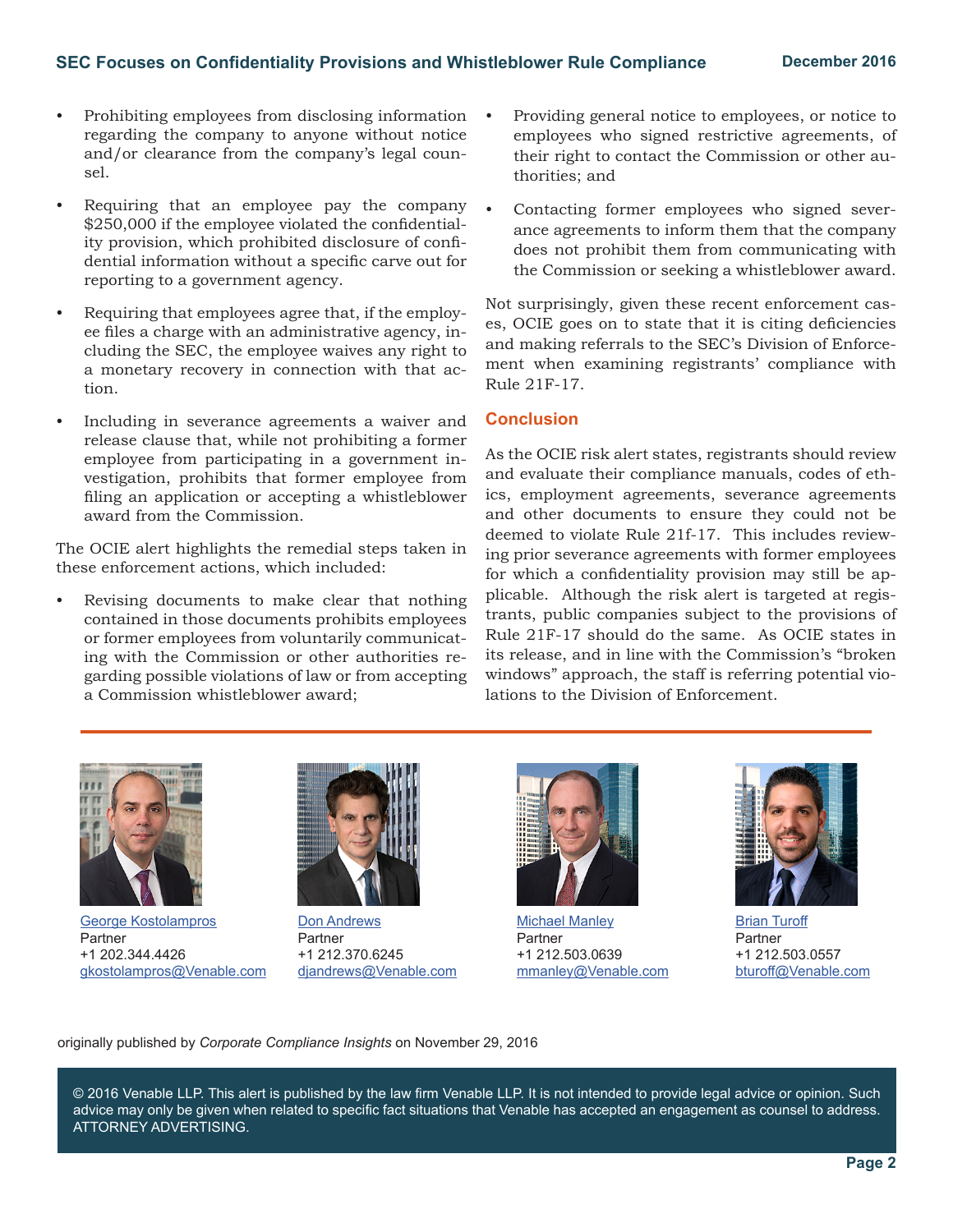- Prohibiting employees from disclosing information regarding the company to anyone without notice and/or clearance from the company's legal counsel.
- Requiring that an employee pay the company $250,000 if the employee violated the confidentiality provision, which prohibited disclosure of confidential information without a specific carve out for reporting to a government agency.
- Requiring that employees agree that, if the employee files a charge with an administrative agency, including the SEC, the employee waives any right to a monetary recovery in connection with that action.
- Including in severance agreements a waiver and release clause that, while not prohibiting a former employee from participating in a government investigation, prohibits that former employee from filing an application or accepting a whistleblower award from the Commission.

The OCIE alert highlights the remedial steps taken in these enforcement actions, which included:

- Revising documents to make clear that nothing contained in those documents prohibits employees or former employees from voluntarily communicating with the Commission or other authorities regarding possible violations of law or from accepting a Commission whistleblower award;
- Providing general notice to employees, or notice to employees who signed restrictive agreements, of their right to contact the Commission or other authorities; and
- Contacting former employees who signed severance agreements to inform them that the company does not prohibit them from communicating with the Commission or seeking a whistleblower award.

Not surprisingly, given these recent enforcement cases, OCIE goes on to state that it is citing deficiencies and making referrals to the SEC's Division of Enforcement when examining registrants' compliance with Rule 21F-17.

## Conclusion

As the OCIE risk alert states, registrants should review and evaluate their compliance manuals, codes of ethics, employment agreements, severance agreements and other documents to ensure they could not be deemed to violate Rule 21f-17. This includes reviewing prior severance agreements with former employees for which a confidentiality provision may still be applicable. Although the risk alert is targeted at registrants, public companies subject to the provisions of Rule 21F-17 should do the same. As OCIE states in its release, and in line with the Commission's "broken windows" approach, the staff is referring potential violations to the Division of Enforcement.

George Kostolampros
Partner
+1 202.344.4426
gkostolampros@Venable.com

Don Andrews
Partner
+1 212.370.6245
djandrews@Venable.com

Michael Manley
Partner
+1 212.503.0639
mmanley@Venable.com

Brian Turoff
Partner
+1 212.503.0557
bturoff@Venable.com

originally published by *Corporate Compliance Insights* on November 29, 2016

© 2016 Venable LLP. This alert is published by the law firm Venable LLP. It is not intended to provide legal advice or opinion. Such advice may only be given when related to specific fact situations that Venable has accepted an engagement as counsel to address. ATTORNEY ADVERTISING.